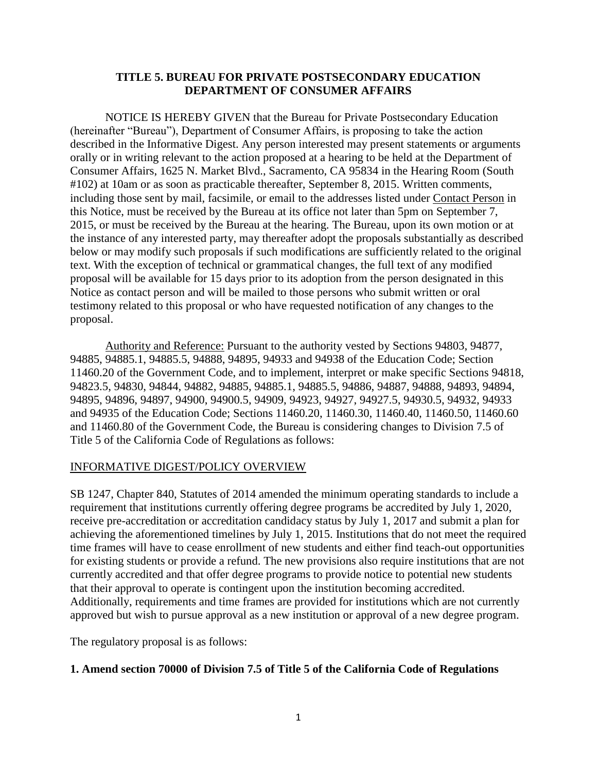**TITLE 5. BUREAU FOR PRIVATE POSTSECONDARY EDUCATION DEPARTMENT OF CONSUMER AFFAIRS**

NOTICE IS HEREBY GIVEN that the Bureau for Private Postsecondary Education (hereinafter "Bureau"), Department of Consumer Affairs, is proposing to take the action described in the Informative Digest. Any person interested may present statements or arguments orally or in writing relevant to the action proposed at a hearing to be held at the Department of Consumer Affairs, 1625 N. Market Blvd., Sacramento, CA 95834 in the Hearing Room (South #102) at 10am or as soon as practicable thereafter, September 8, 2015. Written comments, including those sent by mail, facsimile, or email to the addresses listed under Contact Person in this Notice, must be received by the Bureau at its office not later than 5pm on September 7, 2015, or must be received by the Bureau at the hearing. The Bureau, upon its own motion or at the instance of any interested party, may thereafter adopt the proposals substantially as described below or may modify such proposals if such modifications are sufficiently related to the original text. With the exception of technical or grammatical changes, the full text of any modified proposal will be available for 15 days prior to its adoption from the person designated in this Notice as contact person and will be mailed to those persons who submit written or oral testimony related to this proposal or who have requested notification of any changes to the proposal.

Authority and Reference: Pursuant to the authority vested by Sections 94803, 94877, 94885, 94885.1, 94885.5, 94888, 94895, 94933 and 94938 of the Education Code; Section 11460.20 of the Government Code, and to implement, interpret or make specific Sections 94818, 94823.5, 94830, 94844, 94882, 94885, 94885.1, 94885.5, 94886, 94887, 94888, 94893, 94894, 94895, 94896, 94897, 94900, 94900.5, 94909, 94923, 94927, 94927.5, 94930.5, 94932, 94933 and 94935 of the Education Code; Sections 11460.20, 11460.30, 11460.40, 11460.50, 11460.60 and 11460.80 of the Government Code, the Bureau is considering changes to Division 7.5 of Title 5 of the California Code of Regulations as follows:

INFORMATIVE DIGEST/POLICY OVERVIEW

SB 1247, Chapter 840, Statutes of 2014 amended the minimum operating standards to include a requirement that institutions currently offering degree programs be accredited by July 1, 2020, receive pre-accreditation or accreditation candidacy status by July 1, 2017 and submit a plan for achieving the aforementioned timelines by July 1, 2015. Institutions that do not meet the required time frames will have to cease enrollment of new students and either find teach-out opportunities for existing students or provide a refund. The new provisions also require institutions that are not currently accredited and that offer degree programs to provide notice to potential new students that their approval to operate is contingent upon the institution becoming accredited. Additionally, requirements and time frames are provided for institutions which are not currently approved but wish to pursue approval as a new institution or approval of a new degree program.

The regulatory proposal is as follows:

**1. Amend section 70000 of Division 7.5 of Title 5 of the California Code of Regulations**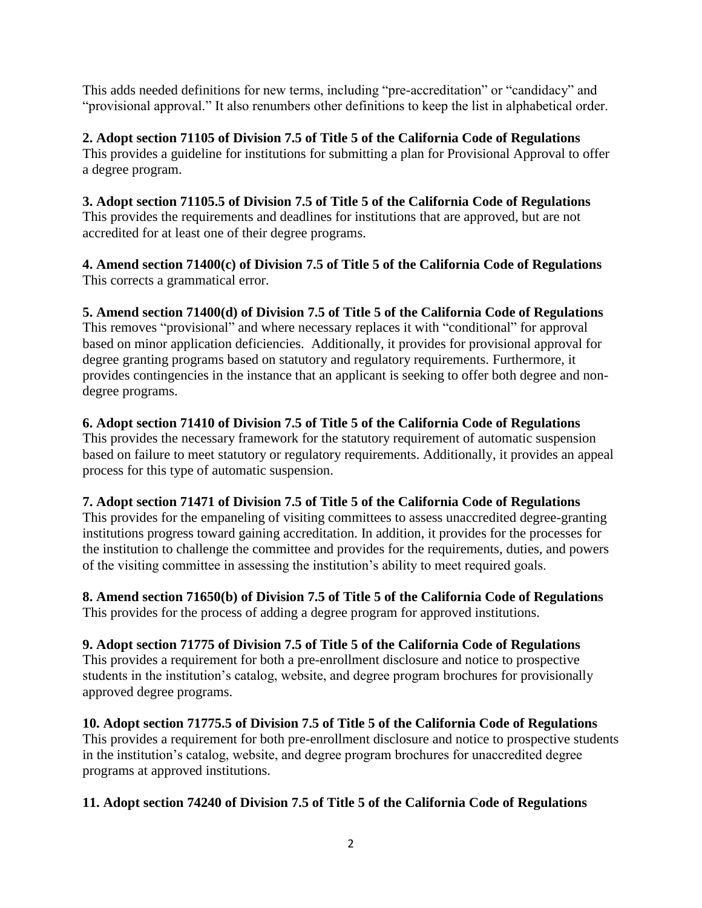This adds needed definitions for new terms, including "pre-accreditation" or "candidacy" and "provisional approval." It also renumbers other definitions to keep the list in alphabetical order.

**2. Adopt section 71105 of Division 7.5 of Title 5 of the California Code of Regulations**
This provides a guideline for institutions for submitting a plan for Provisional Approval to offer a degree program.

**3. Adopt section 71105.5 of Division 7.5 of Title 5 of the California Code of Regulations**
This provides the requirements and deadlines for institutions that are approved, but are not accredited for at least one of their degree programs.

**4. Amend section 71400(c) of Division 7.5 of Title 5 of the California Code of Regulations**
This corrects a grammatical error.

**5. Amend section 71400(d) of Division 7.5 of Title 5 of the California Code of Regulations**
This removes "provisional" and where necessary replaces it with "conditional" for approval based on minor application deficiencies. Additionally, it provides for provisional approval for degree granting programs based on statutory and regulatory requirements. Furthermore, it provides contingencies in the instance that an applicant is seeking to offer both degree and non-degree programs.

**6. Adopt section 71410 of Division 7.5 of Title 5 of the California Code of Regulations**
This provides the necessary framework for the statutory requirement of automatic suspension based on failure to meet statutory or regulatory requirements. Additionally, it provides an appeal process for this type of automatic suspension.

**7. Adopt section 71471 of Division 7.5 of Title 5 of the California Code of Regulations**
This provides for the empaneling of visiting committees to assess unaccredited degree-granting institutions progress toward gaining accreditation. In addition, it provides for the processes for the institution to challenge the committee and provides for the requirements, duties, and powers of the visiting committee in assessing the institution's ability to meet required goals.

**8. Amend section 71650(b) of Division 7.5 of Title 5 of the California Code of Regulations**
This provides for the process of adding a degree program for approved institutions.

**9. Adopt section 71775 of Division 7.5 of Title 5 of the California Code of Regulations**
This provides a requirement for both a pre-enrollment disclosure and notice to prospective students in the institution's catalog, website, and degree program brochures for provisionally approved degree programs.

**10. Adopt section 71775.5 of Division 7.5 of Title 5 of the California Code of Regulations**
This provides a requirement for both pre-enrollment disclosure and notice to prospective students in the institution's catalog, website, and degree program brochures for unaccredited degree programs at approved institutions.

**11. Adopt section 74240 of Division 7.5 of Title 5 of the California Code of Regulations**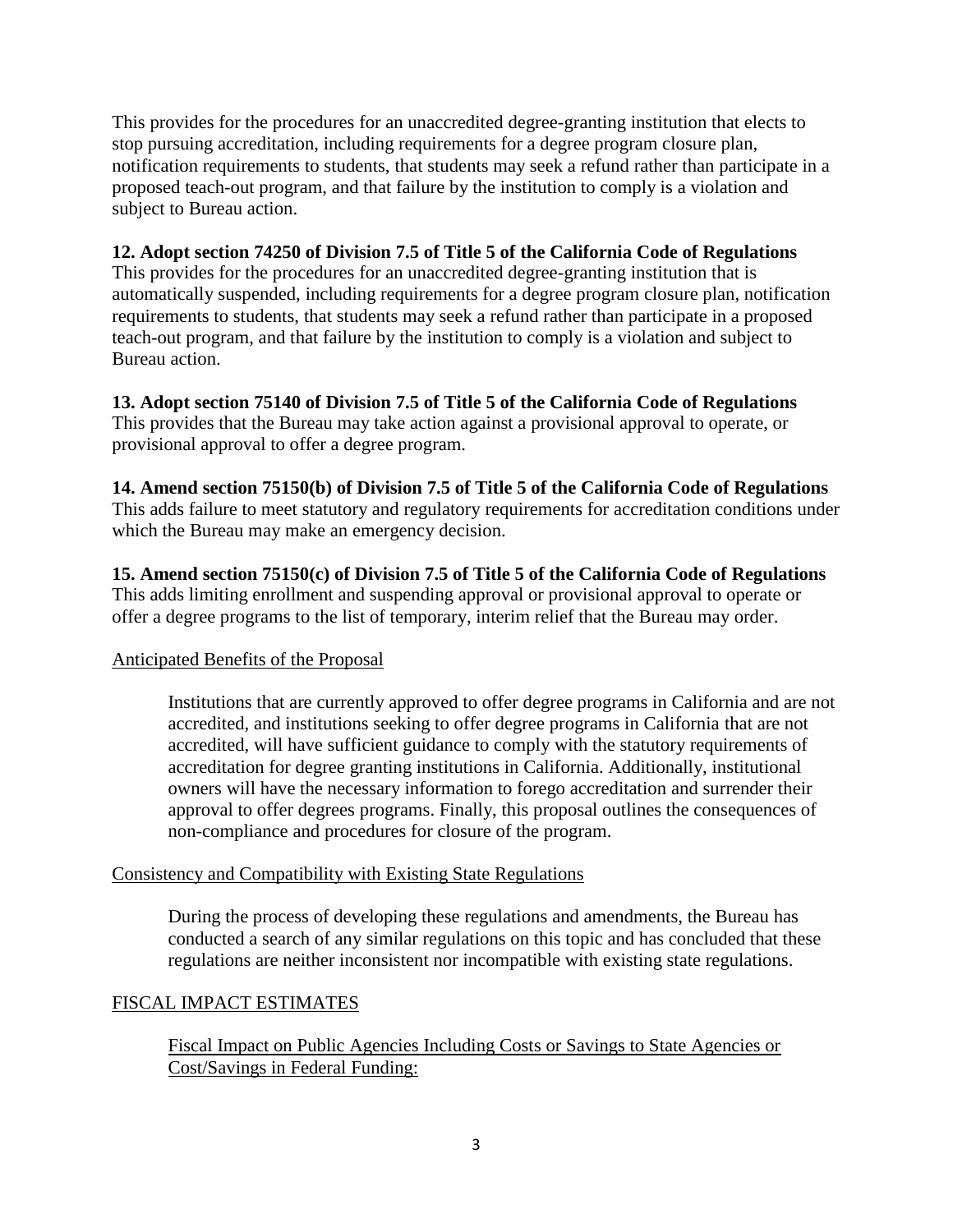This provides for the procedures for an unaccredited degree-granting institution that elects to stop pursuing accreditation, including requirements for a degree program closure plan, notification requirements to students, that students may seek a refund rather than participate in a proposed teach-out program, and that failure by the institution to comply is a violation and subject to Bureau action.

**12. Adopt section 74250 of Division 7.5 of Title 5 of the California Code of Regulations**
This provides for the procedures for an unaccredited degree-granting institution that is automatically suspended, including requirements for a degree program closure plan, notification requirements to students, that students may seek a refund rather than participate in a proposed teach-out program, and that failure by the institution to comply is a violation and subject to Bureau action.

**13. Adopt section 75140 of Division 7.5 of Title 5 of the California Code of Regulations**
This provides that the Bureau may take action against a provisional approval to operate, or provisional approval to offer a degree program.

**14. Amend section 75150(b) of Division 7.5 of Title 5 of the California Code of Regulations**
This adds failure to meet statutory and regulatory requirements for accreditation conditions under which the Bureau may make an emergency decision.

**15. Amend section 75150(c) of Division 7.5 of Title 5 of the California Code of Regulations**
This adds limiting enrollment and suspending approval or provisional approval to operate or offer a degree programs to the list of temporary, interim relief that the Bureau may order.

<u>Anticipated Benefits of the Proposal</u>

> Institutions that are currently approved to offer degree programs in California and are not accredited, and institutions seeking to offer degree programs in California that are not accredited, will have sufficient guidance to comply with the statutory requirements of accreditation for degree granting institutions in California. Additionally, institutional owners will have the necessary information to forego accreditation and surrender their approval to offer degrees programs. Finally, this proposal outlines the consequences of non-compliance and procedures for closure of the program.

<u>Consistency and Compatibility with Existing State Regulations</u>

> During the process of developing these regulations and amendments, the Bureau has conducted a search of any similar regulations on this topic and has concluded that these regulations are neither inconsistent nor incompatible with existing state regulations.

<u>FISCAL IMPACT ESTIMATES</u>

> <u>Fiscal Impact on Public Agencies Including Costs or Savings to State Agencies or Cost/Savings in Federal Funding:</u>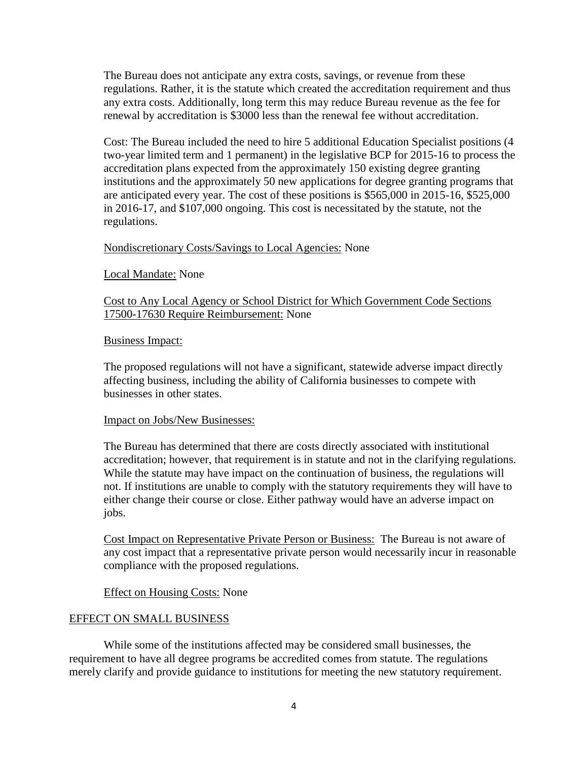The Bureau does not anticipate any extra costs, savings, or revenue from these regulations. Rather, it is the statute which created the accreditation requirement and thus any extra costs. Additionally, long term this may reduce Bureau revenue as the fee for renewal by accreditation is $3000 less than the renewal fee without accreditation.

Cost: The Bureau included the need to hire 5 additional Education Specialist positions (4 two-year limited term and 1 permanent) in the legislative BCP for 2015-16 to process the accreditation plans expected from the approximately 150 existing degree granting institutions and the approximately 50 new applications for degree granting programs that are anticipated every year. The cost of these positions is $565,000 in 2015-16, $525,000 in 2016-17, and $107,000 ongoing. This cost is necessitated by the statute, not the regulations.

Nondiscretionary Costs/Savings to Local Agencies: None

Local Mandate: None

Cost to Any Local Agency or School District for Which Government Code Sections 17500-17630 Require Reimbursement: None

Business Impact:

The proposed regulations will not have a significant, statewide adverse impact directly affecting business, including the ability of California businesses to compete with businesses in other states.

Impact on Jobs/New Businesses:

The Bureau has determined that there are costs directly associated with institutional accreditation; however, that requirement is in statute and not in the clarifying regulations. While the statute may have impact on the continuation of business, the regulations will not. If institutions are unable to comply with the statutory requirements they will have to either change their course or close. Either pathway would have an adverse impact on jobs.

Cost Impact on Representative Private Person or Business: The Bureau is not aware of any cost impact that a representative private person would necessarily incur in reasonable compliance with the proposed regulations.

Effect on Housing Costs: None

## EFFECT ON SMALL BUSINESS

While some of the institutions affected may be considered small businesses, the requirement to have all degree programs be accredited comes from statute. The regulations merely clarify and provide guidance to institutions for meeting the new statutory requirement.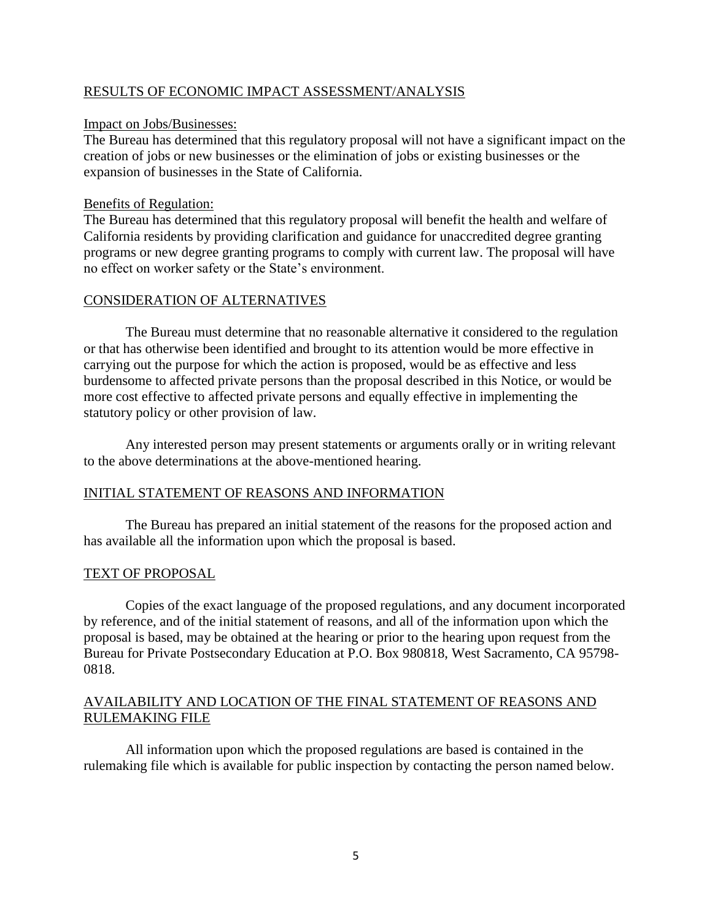## RESULTS OF ECONOMIC IMPACT ASSESSMENT/ANALYSIS

### Impact on Jobs/Businesses:

The Bureau has determined that this regulatory proposal will not have a significant impact on the creation of jobs or new businesses or the elimination of jobs or existing businesses or the expansion of businesses in the State of California.

### Benefits of Regulation:

The Bureau has determined that this regulatory proposal will benefit the health and welfare of California residents by providing clarification and guidance for unaccredited degree granting programs or new degree granting programs to comply with current law. The proposal will have no effect on worker safety or the State's environment.

## CONSIDERATION OF ALTERNATIVES

The Bureau must determine that no reasonable alternative it considered to the regulation or that has otherwise been identified and brought to its attention would be more effective in carrying out the purpose for which the action is proposed, would be as effective and less burdensome to affected private persons than the proposal described in this Notice, or would be more cost effective to affected private persons and equally effective in implementing the statutory policy or other provision of law.

Any interested person may present statements or arguments orally or in writing relevant to the above determinations at the above-mentioned hearing.

## INITIAL STATEMENT OF REASONS AND INFORMATION

The Bureau has prepared an initial statement of the reasons for the proposed action and has available all the information upon which the proposal is based.

## TEXT OF PROPOSAL

Copies of the exact language of the proposed regulations, and any document incorporated by reference, and of the initial statement of reasons, and all of the information upon which the proposal is based, may be obtained at the hearing or prior to the hearing upon request from the Bureau for Private Postsecondary Education at P.O. Box 980818, West Sacramento, CA 95798-0818.

## AVAILABILITY AND LOCATION OF THE FINAL STATEMENT OF REASONS AND RULEMAKING FILE

All information upon which the proposed regulations are based is contained in the rulemaking file which is available for public inspection by contacting the person named below.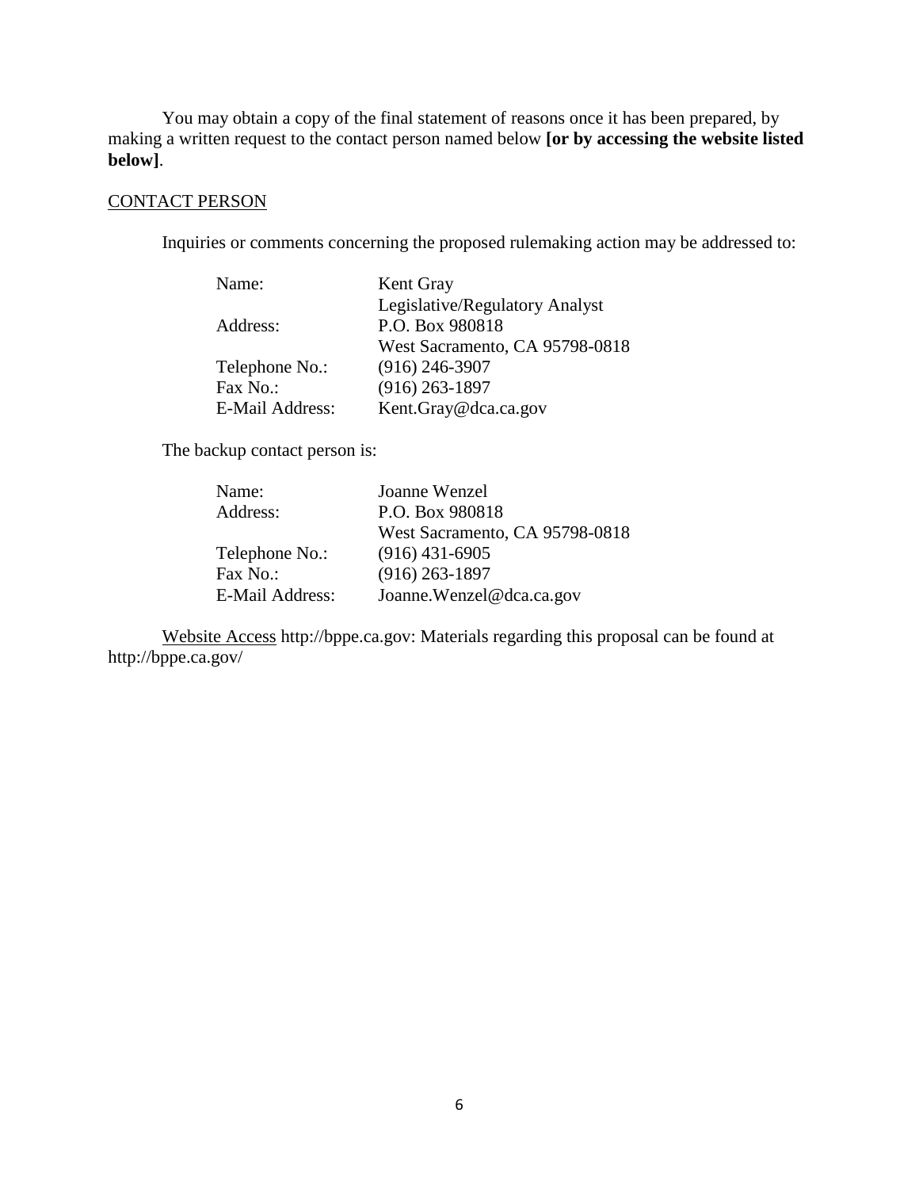You may obtain a copy of the final statement of reasons once it has been prepared, by making a written request to the contact person named below **[or by accessing the website listed below]**.

CONTACT PERSON

Inquiries or comments concerning the proposed rulemaking action may be addressed to:

| | |
|---|---|
| Name: | Kent Gray<br>Legislative/Regulatory Analyst |
| Address: | P.O. Box 980818<br>West Sacramento, CA 95798-0818 |
| Telephone No.: | (916) 246-3907 |
| Fax No.: | (916) 263-1897 |
| E-Mail Address: | Kent.Gray@dca.ca.gov |

The backup contact person is:

| | |
|---|---|
| Name: | Joanne Wenzel |
| Address: | P.O. Box 980818<br>West Sacramento, CA 95798-0818 |
| Telephone No.: | (916) 431-6905 |
| Fax No.: | (916) 263-1897 |
| E-Mail Address: | Joanne.Wenzel@dca.ca.gov |

Website Access http://bppe.ca.gov: Materials regarding this proposal can be found at http://bppe.ca.gov/